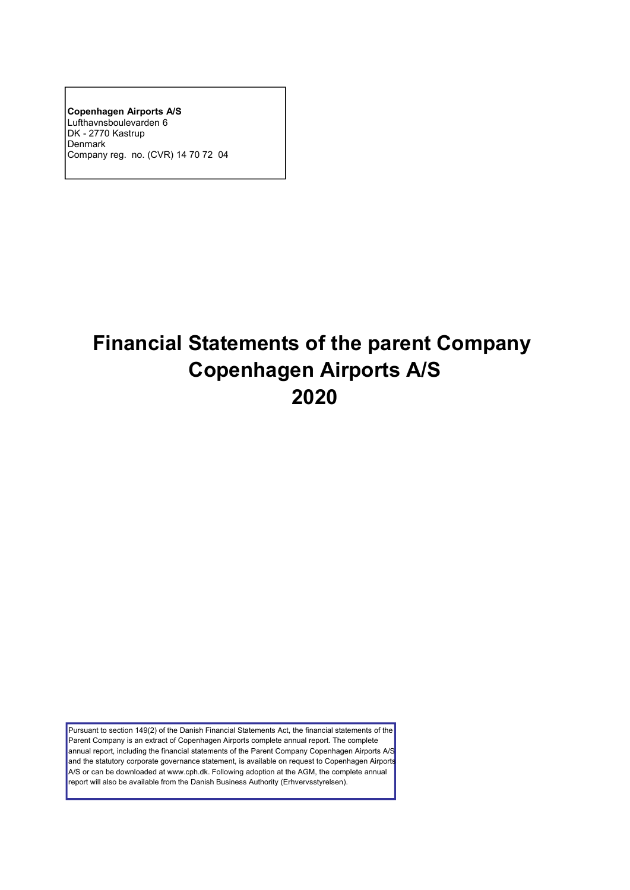**Copenhagen Airports A/S**
Lufthavnsboulevarden 6
DK - 2770 Kastrup
Denmark
Company reg. no. (CVR) 14 70 72 04

# Financial Statements of the parent Company Copenhagen Airports A/S 2020

Pursuant to section 149(2) of the Danish Financial Statements Act, the financial statements of the Parent Company is an extract of Copenhagen Airports complete annual report. The complete annual report, including the financial statements of the Parent Company Copenhagen Airports A/S and the statutory corporate governance statement, is available on request to Copenhagen Airports A/S or can be downloaded at www.cph.dk. Following adoption at the AGM, the complete annual report will also be available from the Danish Business Authority (Erhvervsstyrelsen).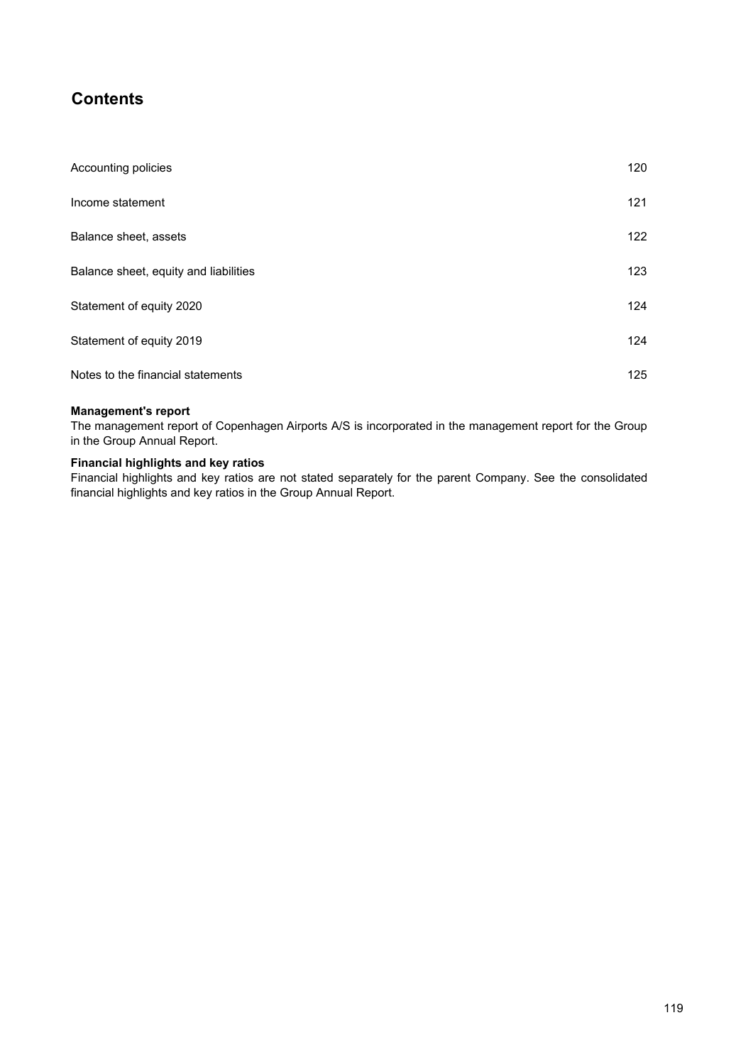# Contents

| | |
|---|---|
| Accounting policies | 120 |
| Income statement | 121 |
| Balance sheet, assets | 122 |
| Balance sheet, equity and liabilities | 123 |
| Statement of equity 2020 | 124 |
| Statement of equity 2019 | 124 |
| Notes to the financial statements | 125 |

**Management's report**
The management report of Copenhagen Airports A/S is incorporated in the management report for the Group in the Group Annual Report.

**Financial highlights and key ratios**
Financial highlights and key ratios are not stated separately for the parent Company. See the consolidated financial highlights and key ratios in the Group Annual Report.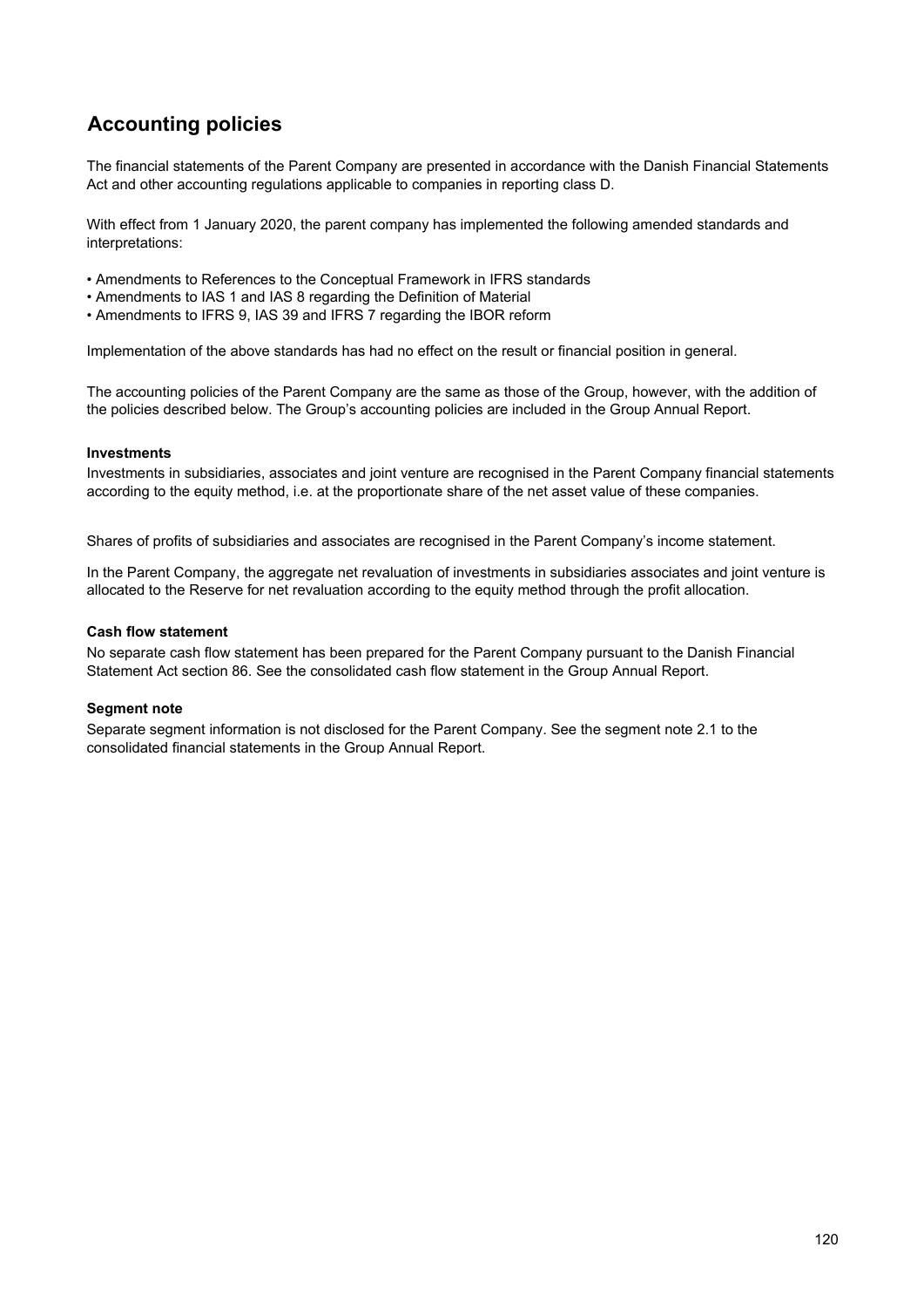# Accounting policies

The financial statements of the Parent Company are presented in accordance with the Danish Financial Statements Act and other accounting regulations applicable to companies in reporting class D.

With effect from 1 January 2020, the parent company has implemented the following amended standards and interpretations:

- Amendments to References to the Conceptual Framework in IFRS standards
- Amendments to IAS 1 and IAS 8 regarding the Definition of Material
- Amendments to IFRS 9, IAS 39 and IFRS 7 regarding the IBOR reform

Implementation of the above standards has had no effect on the result or financial position in general.

The accounting policies of the Parent Company are the same as those of the Group, however, with the addition of the policies described below. The Group's accounting policies are included in the Group Annual Report.

**Investments**

Investments in subsidiaries, associates and joint venture are recognised in the Parent Company financial statements according to the equity method, i.e. at the proportionate share of the net asset value of these companies.

Shares of profits of subsidiaries and associates are recognised in the Parent Company's income statement.

In the Parent Company, the aggregate net revaluation of investments in subsidiaries associates and joint venture is allocated to the Reserve for net revaluation according to the equity method through the profit allocation.

**Cash flow statement**

No separate cash flow statement has been prepared for the Parent Company pursuant to the Danish Financial Statement Act section 86. See the consolidated cash flow statement in the Group Annual Report.

**Segment note**

Separate segment information is not disclosed for the Parent Company. See the segment note 2.1 to the consolidated financial statements in the Group Annual Report.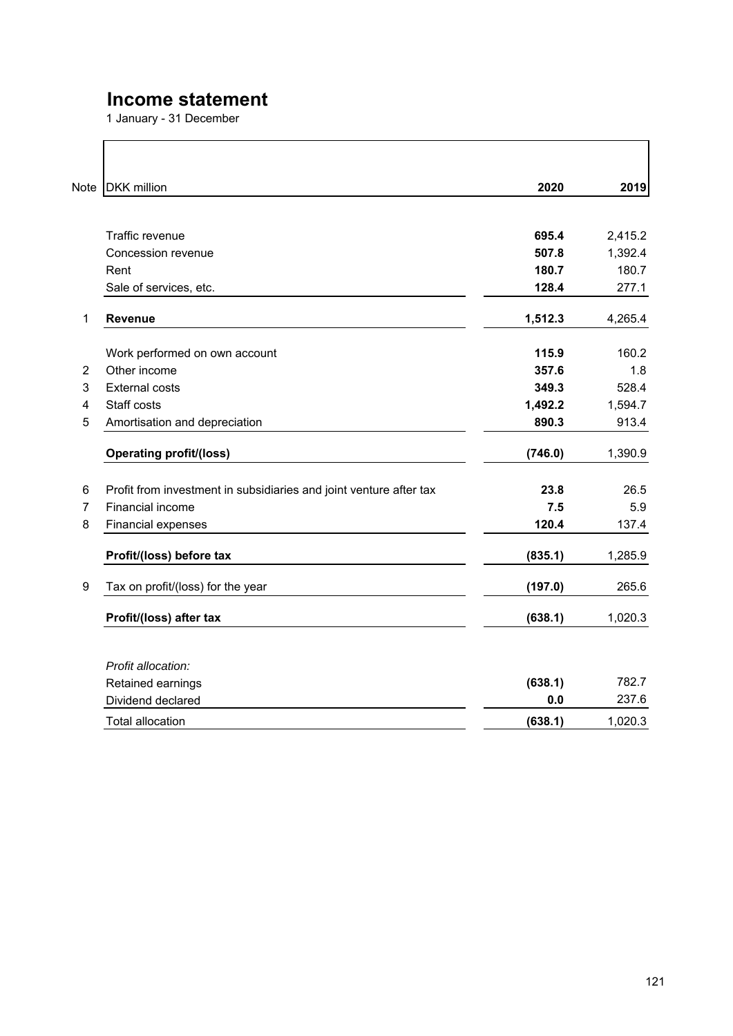# Income statement

1 January - 31 December

| Note | DKK million | 2020 | 2019 |
|---|---|---|---|
| | Traffic revenue | **695.4** | 2,415.2 |
| | Concession revenue | **507.8** | 1,392.4 |
| | Rent | **180.7** | 180.7 |
| | Sale of services, etc. | **128.4** | 277.1 |
| 1 | **Revenue** | **1,512.3** | 4,265.4 |
| | Work performed on own account | **115.9** | 160.2 |
| 2 | Other income | **357.6** | 1.8 |
| 3 | External costs | **349.3** | 528.4 |
| 4 | Staff costs | **1,492.2** | 1,594.7 |
| 5 | Amortisation and depreciation | **890.3** | 913.4 |
| | **Operating profit/(loss)** | **(746.0)** | 1,390.9 |
| 6 | Profit from investment in subsidiaries and joint venture after tax | **23.8** | 26.5 |
| 7 | Financial income | **7.5** | 5.9 |
| 8 | Financial expenses | **120.4** | 137.4 |
| | **Profit/(loss) before tax** | **(835.1)** | 1,285.9 |
| 9 | Tax on profit/(loss) for the year | **(197.0)** | 265.6 |
| | **Profit/(loss) after tax** | **(638.1)** | 1,020.3 |
| | *Profit allocation:* | | |
| | Retained earnings | **(638.1)** | 782.7 |
| | Dividend declared | **0.0** | 237.6 |
| | Total allocation | **(638.1)** | 1,020.3 |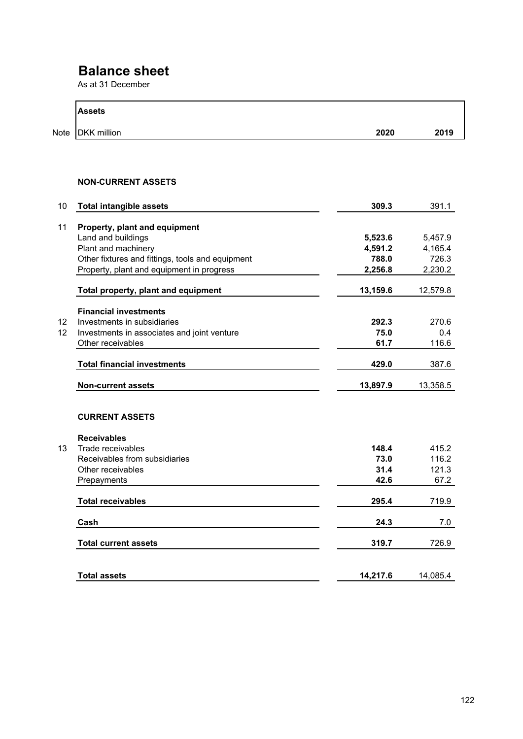# Balance sheet

As at 31 December

| Note | Assets<br>DKK million | 2020 | 2019 |
|---|---|---|---|
| | **NON-CURRENT ASSETS** | | |
| 10 | **Total intangible assets** | **309.3** | 391.1 |
| 11 | **Property, plant and equipment** | | |
| | Land and buildings | **5,523.6** | 5,457.9 |
| | Plant and machinery | **4,591.2** | 4,165.4 |
| | Other fixtures and fittings, tools and equipment | **788.0** | 726.3 |
| | Property, plant and equipment in progress | **2,256.8** | 2,230.2 |
| | **Total property, plant and equipment** | **13,159.6** | 12,579.8 |
| | **Financial investments** | | |
| 12 | Investments in subsidiaries | **292.3** | 270.6 |
| 12 | Investments in associates and joint venture | **75.0** | 0.4 |
| | Other receivables | **61.7** | 116.6 |
| | **Total financial investments** | **429.0** | 387.6 |
| | **Non-current assets** | **13,897.9** | 13,358.5 |
| | **CURRENT ASSETS** | | |
| | **Receivables** | | |
| 13 | Trade receivables | **148.4** | 415.2 |
| | Receivables from subsidiaries | **73.0** | 116.2 |
| | Other receivables | **31.4** | 121.3 |
| | Prepayments | **42.6** | 67.2 |
| | **Total receivables** | **295.4** | 719.9 |
| | **Cash** | **24.3** | 7.0 |
| | **Total current assets** | **319.7** | 726.9 |
| | **Total assets** | **14,217.6** | 14,085.4 |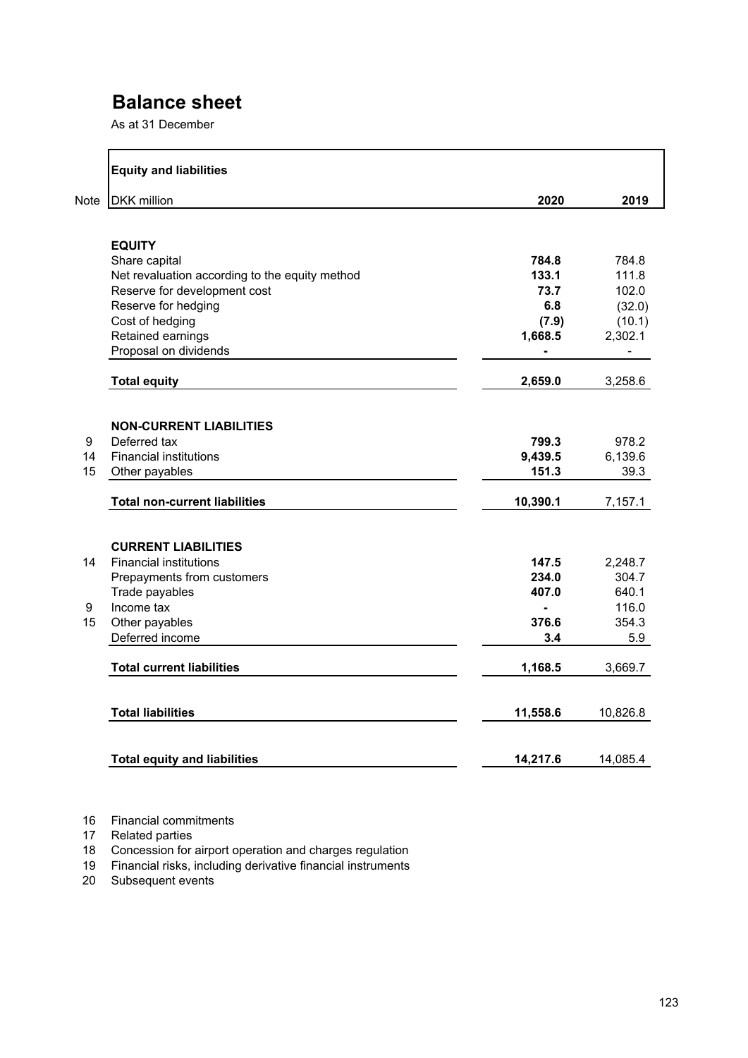# Balance sheet

As at 31 December

| Note | Equity and liabilities<br>DKK million | 2020 | 2019 |
|---|---|---|---|
| | **EQUITY** | | |
| | Share capital | **784.8** | 784.8 |
| | Net revaluation according to the equity method | **133.1** | 111.8 |
| | Reserve for development cost | **73.7** | 102.0 |
| | Reserve for hedging | **6.8** | (32.0) |
| | Cost of hedging | **(7.9)** | (10.1) |
| | Retained earnings | **1,668.5** | 2,302.1 |
| | Proposal on dividends | **-** | - |
| | **Total equity** | **2,659.0** | 3,258.6 |
| | **NON-CURRENT LIABILITIES** | | |
| 9 | Deferred tax | **799.3** | 978.2 |
| 14 | Financial institutions | **9,439.5** | 6,139.6 |
| 15 | Other payables | **151.3** | 39.3 |
| | **Total non-current liabilities** | **10,390.1** | 7,157.1 |
| | **CURRENT LIABILITIES** | | |
| 14 | Financial institutions | **147.5** | 2,248.7 |
| | Prepayments from customers | **234.0** | 304.7 |
| | Trade payables | **407.0** | 640.1 |
| 9 | Income tax | **-** | 116.0 |
| 15 | Other payables | **376.6** | 354.3 |
| | Deferred income | **3.4** | 5.9 |
| | **Total current liabilities** | **1,168.5** | 3,669.7 |
| | **Total liabilities** | **11,558.6** | 10,826.8 |
| | **Total equity and liabilities** | **14,217.6** | 14,085.4 |

16 Financial commitments
17 Related parties
18 Concession for airport operation and charges regulation
19 Financial risks, including derivative financial instruments
20 Subsequent events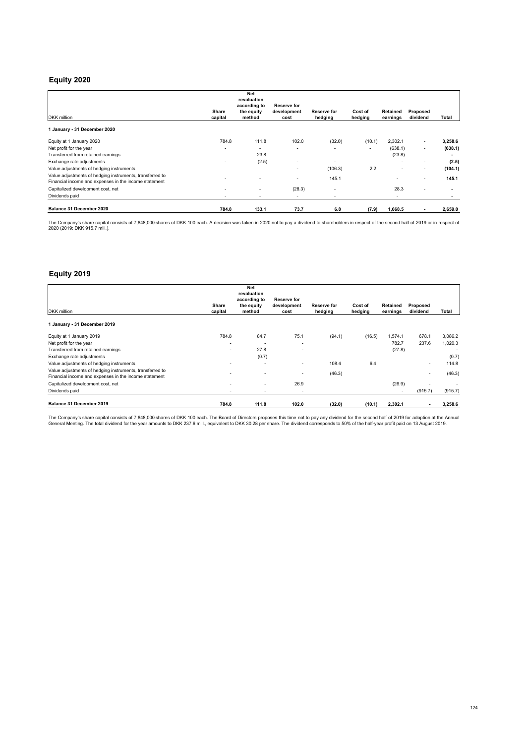## Equity 2020

| DKK million | Share capital | Net revaluation according to the equity method | Reserve for development cost | Reserve for hedging | Cost of hedging | Retained earnings | Proposed dividend | Total |
|---|---|---|---|---|---|---|---|---|
| **1 January - 31 December 2020** | | | | | | | | |
| Equity at 1 January 2020 | 784.8 | 111.8 | 102.0 | (32.0) | (10.1) | 2,302.1 | - | **3,258.6** |
| Net profit for the year | - | - | - | - | - | (638.1) | - | **(638.1)** |
| Transferred from retained earnings | - | 23.8 | - | - | - | (23.8) | - | **-** |
| Exchange rate adjustments | - | (2.5) | - | - | | - | - | **(2.5)** |
| Value adjustments of hedging instruments | | | - | (106.3) | 2.2 | - | - | **(104.1)** |
| Value adjustments of hedging instruments, transferred to Financial income and expenses in the income statement | - | - | - | 145.1 | | - | - | **145.1** |
| Capitalized development cost, net | - | - | (28.3) | - | | 28.3 | - | **-** |
| Dividends paid | - | - | - | - | | - | | **-** |
| **Balance 31 December 2020** | **784.8** | **133.1** | **73.7** | **6.8** | **(7.9)** | **1,668.5** | **-** | **2,659.0** |

The Company's share capital consists of 7,848,000 shares of DKK 100 each. A decision was taken in 2020 not to pay a dividend to shareholders in respect of the second half of 2019 or in respect of 2020 (2019: DKK 915.7 mill.).

## Equity 2019

| DKK million | Share capital | Net revaluation according to the equity method | Reserve for development cost | Reserve for hedging | Cost of hedging | Retained earnings | Proposed dividend | Total |
|---|---|---|---|---|---|---|---|---|
| **1 January - 31 December 2019** | | | | | | | | |
| Equity at 1 January 2019 | 784.8 | 84.7 | 75.1 | (94.1) | (16.5) | 1,574.1 | 678.1 | 3,086.2 |
| Net profit for the year | - | - | - | | | 782.7 | 237.6 | 1,020.3 |
| Transferred from retained earnings | - | 27.8 | - | | | (27.8) | - | - |
| Exchange rate adjustments | | (0.7) | | | | | | (0.7) |
| Value adjustments of hedging instruments | - | - | - | 108.4 | 6.4 | | - | 114.8 |
| Value adjustments of hedging instruments, transferred to Financial income and expenses in the income statement | - | - | - | (46.3) | | | - | (46.3) |
| Capitalized development cost, net | - | - | 26.9 | | | (26.9) | - | - |
| Dividends paid | - | - | - | | | - | (915.7) | (915.7) |
| **Balance 31 December 2019** | **784.8** | **111.8** | **102.0** | **(32.0)** | **(10.1)** | **2,302.1** | **-** | **3,258.6** |

The Company's share capital consists of 7,848,000 shares of DKK 100 each. The Board of Directors proposes this time not to pay any dividend for the second half of 2019 for adoption at the Annual General Meeting. The total dividend for the year amounts to DKK 237.6 mill., equivalent to DKK 30.28 per share. The dividend corresponds to 50% of the half-year profit paid on 13 August 2019.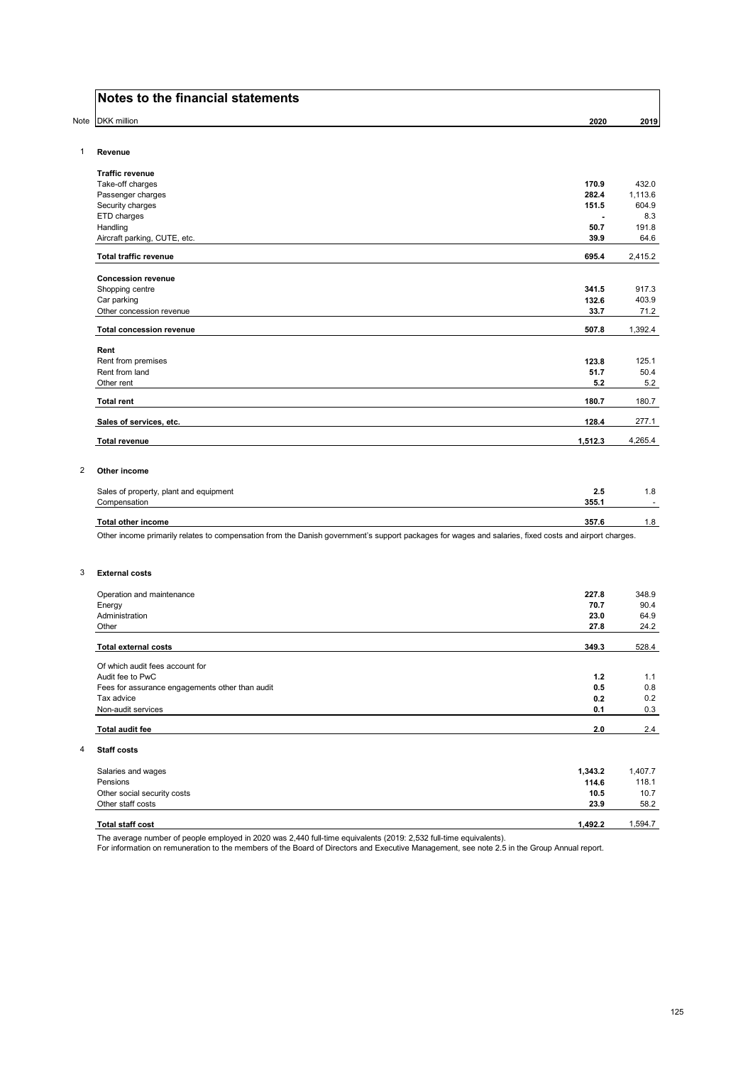# Notes to the financial statements

| Note | DKK million | 2020 | 2019 |
|---|---|---|---|
| 1 | **Revenue** | | |
| | **Traffic revenue** | | |
| | Take-off charges | **170.9** | 432.0 |
| | Passenger charges | **282.4** | 1,113.6 |
| | Security charges | **151.5** | 604.9 |
| | ETD charges | **-** | 8.3 |
| | Handling | **50.7** | 191.8 |
| | Aircraft parking, CUTE, etc. | **39.9** | 64.6 |
| | **Total traffic revenue** | **695.4** | 2,415.2 |
| | **Concession revenue** | | |
| | Shopping centre | **341.5** | 917.3 |
| | Car parking | **132.6** | 403.9 |
| | Other concession revenue | **33.7** | 71.2 |
| | **Total concession revenue** | **507.8** | 1,392.4 |
| | **Rent** | | |
| | Rent from premises | **123.8** | 125.1 |
| | Rent from land | **51.7** | 50.4 |
| | Other rent | **5.2** | 5.2 |
| | **Total rent** | **180.7** | 180.7 |
| | **Sales of services, etc.** | **128.4** | 277.1 |
| | **Total revenue** | **1,512.3** | 4,265.4 |
| 2 | **Other income** | | |
| | Sales of property, plant and equipment | **2.5** | 1.8 |
| | Compensation | **355.1** | - |
| | **Total other income** | **357.6** | 1.8 |

Other income primarily relates to compensation from the Danish government's support packages for wages and salaries, fixed costs and airport charges.

| Note | DKK million | 2020 | 2019 |
|---|---|---|---|
| 3 | **External costs** | | |
| | Operation and maintenance | **227.8** | 348.9 |
| | Energy | **70.7** | 90.4 |
| | Administration | **23.0** | 64.9 |
| | Other | **27.8** | 24.2 |
| | **Total external costs** | **349.3** | 528.4 |
| | Of which audit fees account for | | |
| | Audit fee to PwC | **1.2** | 1.1 |
| | Fees for assurance engagements other than audit | **0.5** | 0.8 |
| | Tax advice | **0.2** | 0.2 |
| | Non-audit services | **0.1** | 0.3 |
| | **Total audit fee** | **2.0** | 2.4 |
| 4 | **Staff costs** | | |
| | Salaries and wages | **1,343.2** | 1,407.7 |
| | Pensions | **114.6** | 118.1 |
| | Other social security costs | **10.5** | 10.7 |
| | Other staff costs | **23.9** | 58.2 |
| | **Total staff cost** | **1,492.2** | 1,594.7 |

The average number of people employed in 2020 was 2,440 full-time equivalents (2019: 2,532 full-time equivalents).
For information on remuneration to the members of the Board of Directors and Executive Management, see note 2.5 in the Group Annual report.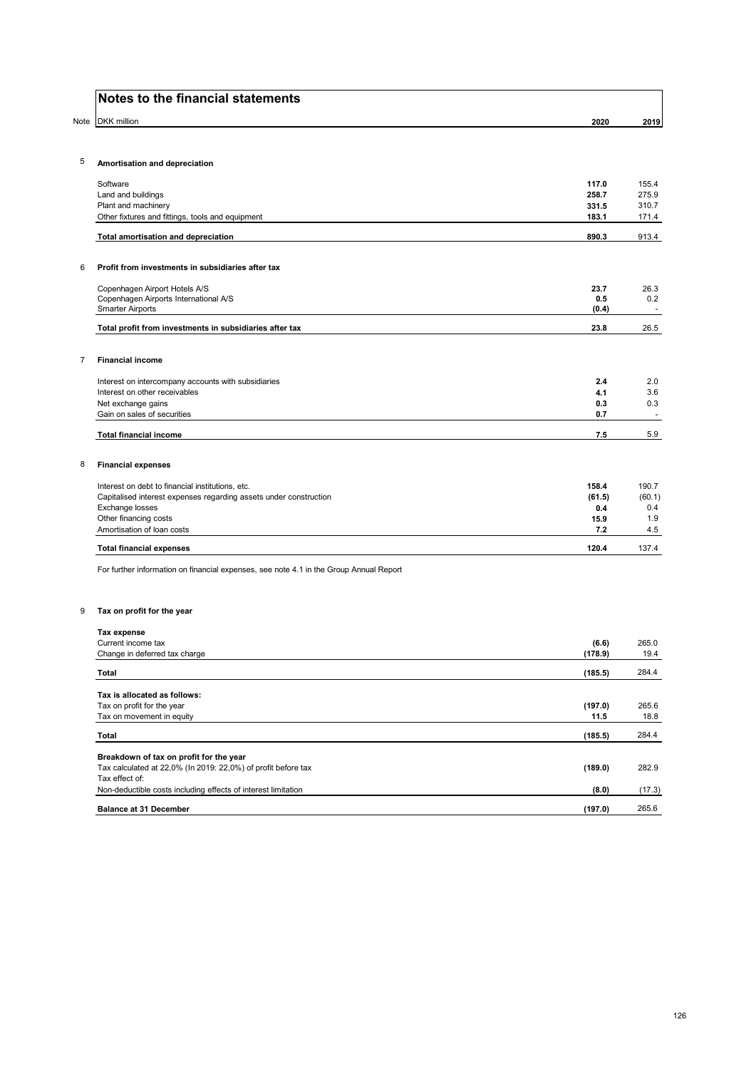# Notes to the financial statements

| Note | DKK million | 2020 | 2019 |
|---|---|---|---|
| 5 | **Amortisation and depreciation** | | |
| | Software | **117.0** | 155.4 |
| | Land and buildings | **258.7** | 275.9 |
| | Plant and machinery | **331.5** | 310.7 |
| | Other fixtures and fittings, tools and equipment | **183.1** | 171.4 |
| | **Total amortisation and depreciation** | **890.3** | 913.4 |
| 6 | **Profit from investments in subsidiaries after tax** | | |
| | Copenhagen Airport Hotels A/S | **23.7** | 26.3 |
| | Copenhagen Airports International A/S | **0.5** | 0.2 |
| | Smarter Airports | **(0.4)** | - |
| | **Total profit from investments in subsidiaries after tax** | **23.8** | 26.5 |
| 7 | **Financial income** | | |
| | Interest on intercompany accounts with subsidiaries | **2.4** | 2.0 |
| | Interest on other receivables | **4.1** | 3.6 |
| | Net exchange gains | **0.3** | 0.3 |
| | Gain on sales of securities | **0.7** | - |
| | **Total financial income** | **7.5** | 5.9 |
| 8 | **Financial expenses** | | |
| | Interest on debt to financial institutions, etc. | **158.4** | 190.7 |
| | Capitalised interest expenses regarding assets under construction | **(61.5)** | (60.1) |
| | Exchange losses | **0.4** | 0.4 |
| | Other financing costs | **15.9** | 1.9 |
| | Amortisation of loan costs | **7.2** | 4.5 |
| | **Total financial expenses** | **120.4** | 137.4 |

For further information on financial expenses, see note 4.1 in the Group Annual Report

| Note | DKK million | 2020 | 2019 |
|---|---|---|---|
| 9 | **Tax on profit for the year** | | |
| | **Tax expense** | | |
| | Current income tax | **(6.6)** | 265.0 |
| | Change in deferred tax charge | **(178.9)** | 19.4 |
| | **Total** | **(185.5)** | 284.4 |
| | **Tax is allocated as follows:** | | |
| | Tax on profit for the year | **(197.0)** | 265.6 |
| | Tax on movement in equity | **11.5** | 18.8 |
| | **Total** | **(185.5)** | 284.4 |
| | **Breakdown of tax on profit for the year** | | |
| | Tax calculated at 22,0% (In 2019: 22,0%) of profit before tax | **(189.0)** | 282.9 |
| | Tax effect of: | | |
| | Non-deductible costs including effects of interest limitation | **(8.0)** | (17.3) |
| | **Balance at 31 December** | **(197.0)** | 265.6 |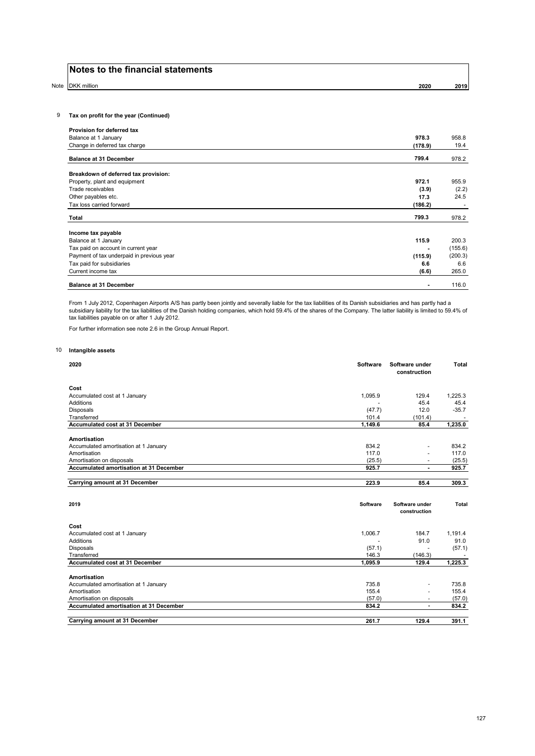# Notes to the financial statements

| Note | DKK million | 2020 | 2019 |
|---|---|---|---|

## 9 Tax on profit for the year (Continued)

| | 2020 | 2019 |
|---|---|---|
| **Provision for deferred tax** | | |
| Balance at 1 January | **978.3** | 958.8 |
| Change in deferred tax charge | **(178.9)** | 19.4 |
| **Balance at 31 December** | **799.4** | 978.2 |
| | | |
| **Breakdown of deferred tax provision:** | | |
| Property, plant and equipment | **972.1** | 955.9 |
| Trade receivables | **(3.9)** | (2.2) |
| Other payables etc. | **17.3** | 24.5 |
| Tax loss carried forward | **(186.2)** | - |
| **Total** | **799.3** | 978.2 |
| | | |
| **Income tax payable** | | |
| Balance at 1 January | **115.9** | 200.3 |
| Tax paid on account in current year | **-** | (155.6) |
| Payment of tax underpaid in previous year | **(115.9)** | (200.3) |
| Tax paid for subsidiaries | **6.6** | 6.6 |
| Current income tax | **(6.6)** | 265.0 |
| **Balance at 31 December** | **-** | 116.0 |

From 1 July 2012, Copenhagen Airports A/S has partly been jointly and severally liable for the tax liabilities of its Danish subsidiaries and has partly had a subsidiary liability for the tax liabilities of the Danish holding companies, which hold 59.4% of the shares of the Company. The latter liability is limited to 59.4% of tax liabilities payable on or after 1 July 2012.

For further information see note 2.6 in the Group Annual Report.

## 10 Intangible assets

| 2020 | Software | Software under construction | Total |
|---|---|---|---|
| **Cost** | | | |
| Accumulated cost at 1 January | 1,095.9 | 129.4 | 1,225.3 |
| Additions | - | 45.4 | 45.4 |
| Disposals | (47.7) | 12.0 | -35.7 |
| Transferred | 101.4 | (101.4) | - |
| **Accumulated cost at 31 December** | **1,149.6** | **85.4** | **1,235.0** |
| | | | |
| **Amortisation** | | | |
| Accumulated amortisation at 1 January | 834.2 | - | 834.2 |
| Amortisation | 117.0 | - | 117.0 |
| Amortisation on disposals | (25.5) | - | (25.5) |
| **Accumulated amortisation at 31 December** | **925.7** | **-** | **925.7** |
| | | | |
| **Carrying amount at 31 December** | **223.9** | **85.4** | **309.3** |

| 2019 | Software | Software under construction | Total |
|---|---|---|---|
| **Cost** | | | |
| Accumulated cost at 1 January | 1,006.7 | 184.7 | 1,191.4 |
| Additions | - | 91.0 | 91.0 |
| Disposals | (57.1) | - | (57.1) |
| Transferred | 146.3 | (146.3) | - |
| **Accumulated cost at 31 December** | **1,095.9** | **129.4** | **1,225.3** |
| | | | |
| **Amortisation** | | | |
| Accumulated amortisation at 1 January | 735.8 | - | 735.8 |
| Amortisation | 155.4 | - | 155.4 |
| Amortisation on disposals | (57.0) | - | (57.0) |
| **Accumulated amortisation at 31 December** | **834.2** | **-** | **834.2** |
| | | | |
| **Carrying amount at 31 December** | **261.7** | **129.4** | **391.1** |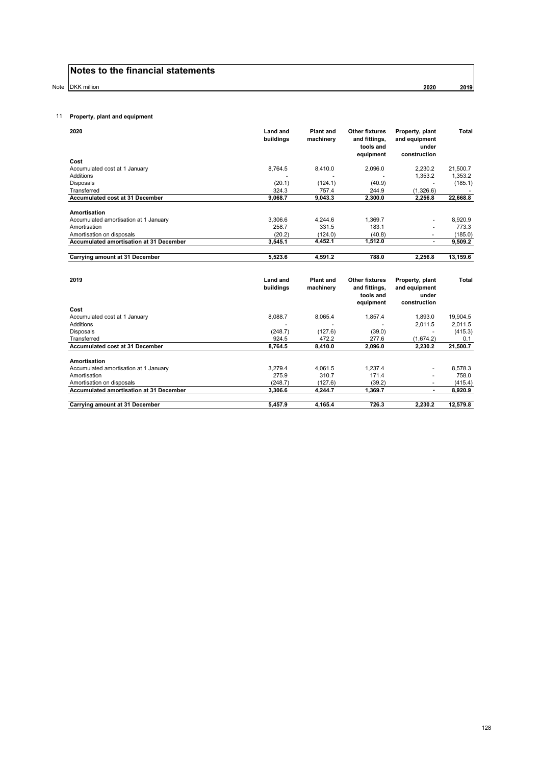# Notes to the financial statements

Note DKK million

## 11 Property, plant and equipment

| 2020 | Land and buildings | Plant and machinery | Other fixtures and fittings, tools and equipment | Property, plant and equipment under construction | Total |
|---|---|---|---|---|---|
| **Cost** | | | | | |
| Accumulated cost at 1 January | 8,764.5 | 8,410.0 | 2,096.0 | 2,230.2 | 21,500.7 |
| Additions | - | - | - | 1,353.2 | 1,353.2 |
| Disposals | (20.1) | (124.1) | (40.9) | - | (185.1) |
| Transferred | 324.3 | 757.4 | 244.9 | (1,326.6) | - |
| **Accumulated cost at 31 December** | **9,068.7** | **9,043.3** | **2,300.0** | **2,256.8** | **22,668.8** |
| **Amortisation** | | | | | |
| Accumulated amortisation at 1 January | 3,306.6 | 4,244.6 | 1,369.7 | - | 8,920.9 |
| Amortisation | 258.7 | 331.5 | 183.1 | - | 773.3 |
| Amortisation on disposals | (20.2) | (124.0) | (40.8) | - | (185.0) |
| **Accumulated amortisation at 31 December** | **3,545.1** | **4,452.1** | **1,512.0** | **-** | **9,509.2** |
| **Carrying amount at 31 December** | **5,523.6** | **4,591.2** | **788.0** | **2,256.8** | **13,159.6** |

| 2019 | Land and buildings | Plant and machinery | Other fixtures and fittings, tools and equipment | Property, plant and equipment under construction | Total |
|---|---|---|---|---|---|
| **Cost** | | | | | |
| Accumulated cost at 1 January | 8,088.7 | 8,065.4 | 1,857.4 | 1,893.0 | 19,904.5 |
| Additions | - | - | - | 2,011.5 | 2,011.5 |
| Disposals | (248.7) | (127.6) | (39.0) | - | (415.3) |
| Transferred | 924.5 | 472.2 | 277.6 | (1,674.2) | 0.1 |
| **Accumulated cost at 31 December** | **8,764.5** | **8,410.0** | **2,096.0** | **2,230.2** | **21,500.7** |
| **Amortisation** | | | | | |
| Accumulated amortisation at 1 January | 3,279.4 | 4,061.5 | 1,237.4 | - | 8,578.3 |
| Amortisation | 275.9 | 310.7 | 171.4 | - | 758.0 |
| Amortisation on disposals | (248.7) | (127.6) | (39.2) | - | (415.4) |
| **Accumulated amortisation at 31 December** | **3,306.6** | **4,244.7** | **1,369.7** | **-** | **8,920.9** |
| **Carrying amount at 31 December** | **5,457.9** | **4,165.4** | **726.3** | **2,230.2** | **12,579.8** |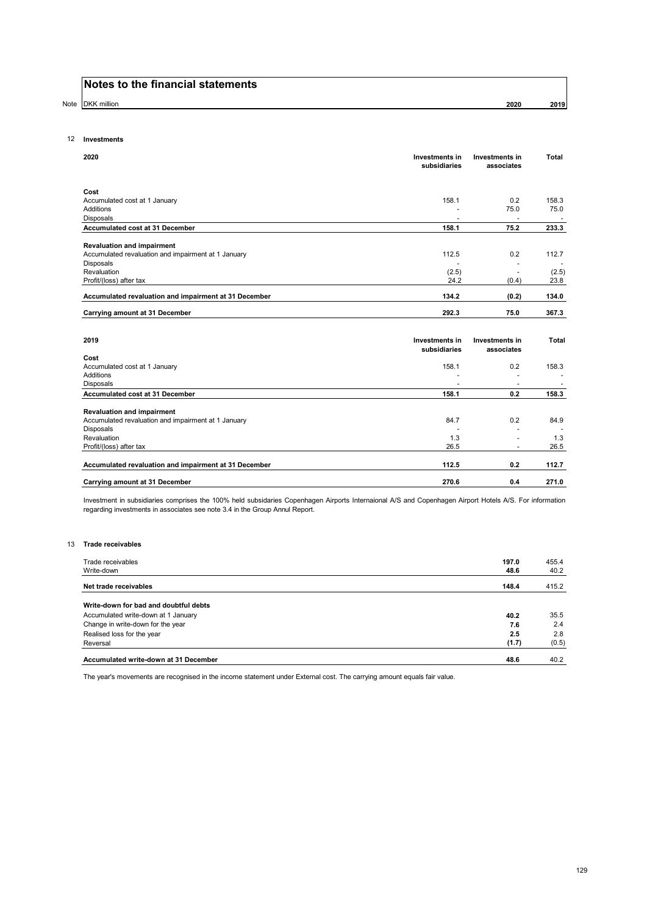# Notes to the financial statements

Note DKK million | 2020 | 2019

## 12 Investments

| 2020 | Investments in subsidiaries | Investments in associates | Total |
|---|---|---|---|
| **Cost** | | | |
| Accumulated cost at 1 January | 158.1 | 0.2 | 158.3 |
| Additions | - | 75.0 | 75.0 |
| Disposals | - | - | - |
| **Accumulated cost at 31 December** | **158.1** | **75.2** | **233.3** |
| **Revaluation and impairment** | | | |
| Accumulated revaluation and impairment at 1 January | 112.5 | 0.2 | 112.7 |
| Disposals | - | - | - |
| Revaluation | (2.5) | - | (2.5) |
| Profit/(loss) after tax | 24.2 | (0.4) | 23.8 |
| **Accumulated revaluation and impairment at 31 December** | **134.2** | **(0.2)** | **134.0** |
| **Carrying amount at 31 December** | **292.3** | **75.0** | **367.3** |

| 2019 | Investments in subsidiaries | Investments in associates | Total |
|---|---|---|---|
| **Cost** | | | |
| Accumulated cost at 1 January | 158.1 | 0.2 | 158.3 |
| Additions | - | - | - |
| Disposals | - | - | - |
| **Accumulated cost at 31 December** | **158.1** | **0.2** | **158.3** |
| **Revaluation and impairment** | | | |
| Accumulated revaluation and impairment at 1 January | 84.7 | 0.2 | 84.9 |
| Disposals | - | - | - |
| Revaluation | 1.3 | - | 1.3 |
| Profit/(loss) after tax | 26.5 | - | 26.5 |
| **Accumulated revaluation and impairment at 31 December** | **112.5** | **0.2** | **112.7** |
| **Carrying amount at 31 December** | **270.6** | **0.4** | **271.0** |

Investment in subsidiaries comprises the 100% held subsidaries Copenhagen Airports Internaional A/S and Copenhagen Airport Hotels A/S. For information regarding investments in associates see note 3.4 in the Group Annul Report.

## 13 Trade receivables

| | 2020 | 2019 |
|---|---|---|
| Trade receivables | **197.0** | 455.4 |
| Write-down | **48.6** | 40.2 |
| **Net trade receivables** | **148.4** | 415.2 |
| **Write-down for bad and doubtful debts** | | |
| Accumulated write-down at 1 January | **40.2** | 35.5 |
| Change in write-down for the year | **7.6** | 2.4 |
| Realised loss for the year | **2.5** | 2.8 |
| Reversal | **(1.7)** | (0.5) |
| **Accumulated write-down at 31 December** | **48.6** | 40.2 |

The year's movements are recognised in the income statement under External cost. The carrying amount equals fair value.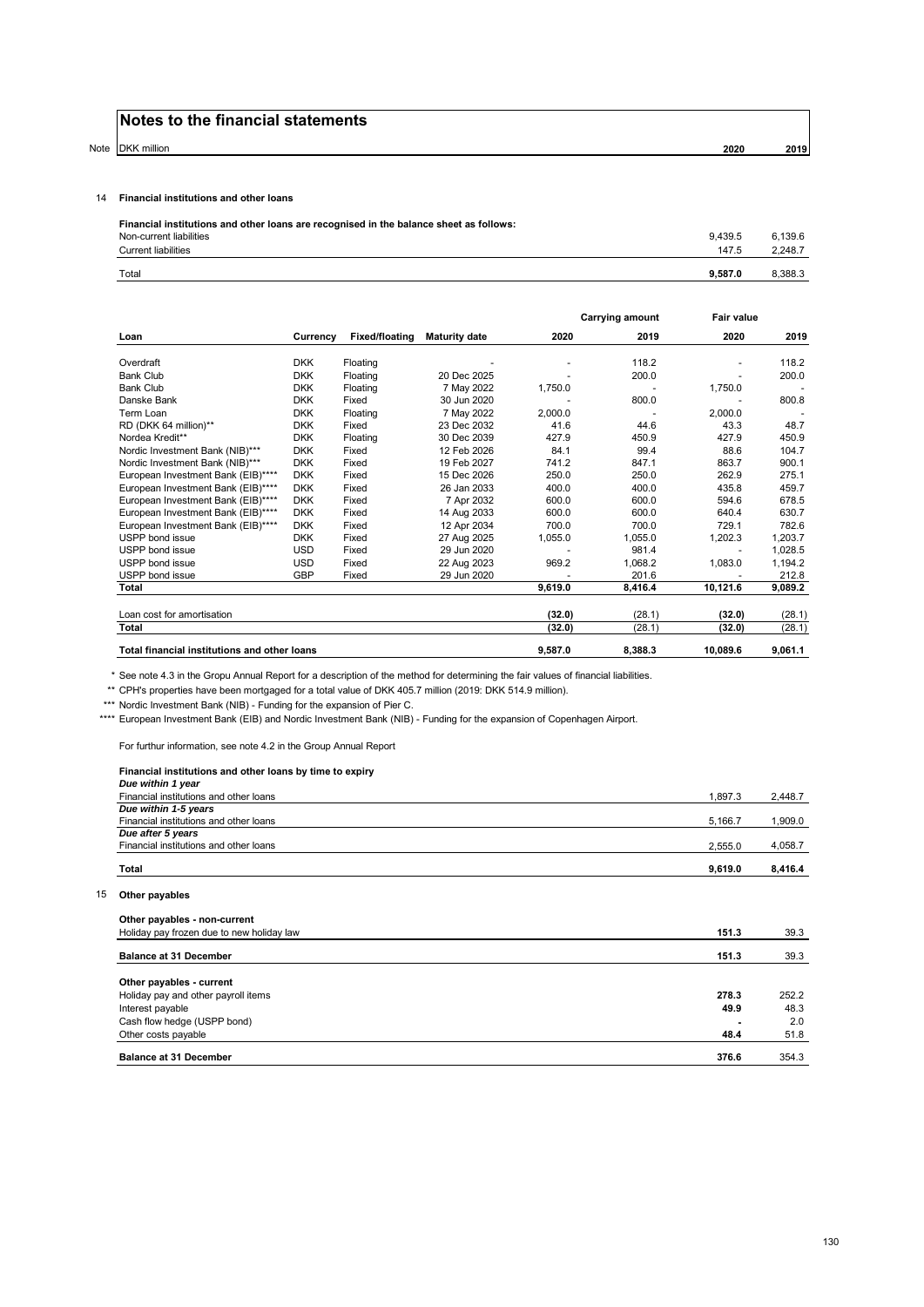# Notes to the financial statements

| Note | DKK million | 2020 | 2019 |
|---|---|---|---|

## 14 Financial institutions and other loans

**Financial institutions and other loans are recognised in the balance sheet as follows:**

| | 2020 | 2019 |
|---|---|---|
| Non-current liabilities | 9,439.5 | 6,139.6 |
| Current liabilities | 147.5 | 2,248.7 |
| Total | **9,587.0** | 8,388.3 |

| | | | | Carrying amount | | Fair value | |
|---|---|---|---|---|---|---|---|
| **Loan** | **Currency** | **Fixed/floating** | **Maturity date** | **2020** | **2019** | **2020** | **2019** |
| Overdraft | DKK | Floating | - | - | 118.2 | - | 118.2 |
| Bank Club | DKK | Floating | 20 Dec 2025 | - | 200.0 | - | 200.0 |
| Bank Club | DKK | Floating | 7 May 2022 | 1,750.0 | - | 1,750.0 | - |
| Danske Bank | DKK | Fixed | 30 Jun 2020 | - | 800.0 | - | 800.8 |
| Term Loan | DKK | Floating | 7 May 2022 | 2,000.0 | - | 2,000.0 | - |
| RD (DKK 64 million)** | DKK | Fixed | 23 Dec 2032 | 41.6 | 44.6 | 43.3 | 48.7 |
| Nordea Kredit** | DKK | Floating | 30 Dec 2039 | 427.9 | 450.9 | 427.9 | 450.9 |
| Nordic Investment Bank (NIB)*** | DKK | Fixed | 12 Feb 2026 | 84.1 | 99.4 | 88.6 | 104.7 |
| Nordic Investment Bank (NIB)*** | DKK | Fixed | 19 Feb 2027 | 741.2 | 847.1 | 863.7 | 900.1 |
| European Investment Bank (EIB)**** | DKK | Fixed | 15 Dec 2026 | 250.0 | 250.0 | 262.9 | 275.1 |
| European Investment Bank (EIB)**** | DKK | Fixed | 26 Jan 2033 | 400.0 | 400.0 | 435.8 | 459.7 |
| European Investment Bank (EIB)**** | DKK | Fixed | 7 Apr 2032 | 600.0 | 600.0 | 594.6 | 678.5 |
| European Investment Bank (EIB)**** | DKK | Fixed | 14 Aug 2033 | 600.0 | 600.0 | 640.4 | 630.7 |
| European Investment Bank (EIB)**** | DKK | Fixed | 12 Apr 2034 | 700.0 | 700.0 | 729.1 | 782.6 |
| USPP bond issue | DKK | Fixed | 27 Aug 2025 | 1,055.0 | 1,055.0 | 1,202.3 | 1,203.7 |
| USPP bond issue | USD | Fixed | 29 Jun 2020 | - | 981.4 | - | 1,028.5 |
| USPP bond issue | USD | Fixed | 22 Aug 2023 | 969.2 | 1,068.2 | 1,083.0 | 1,194.2 |
| USPP bond issue | GBP | Fixed | 29 Jun 2020 | - | 201.6 | - | 212.8 |
| **Total** | | | | **9,619.0** | **8,416.4** | **10,121.6** | **9,089.2** |
| Loan cost for amortisation | | | | **(32.0)** | (28.1) | **(32.0)** | (28.1) |
| **Total** | | | | **(32.0)** | (28.1) | **(32.0)** | (28.1) |
| **Total financial institutions and other loans** | | | | **9,587.0** | **8,388.3** | **10,089.6** | **9,061.1** |

\* See note 4.3 in the Gropu Annual Report for a description of the method for determining the fair values of financial liabilities.

\*\* CPH's properties have been mortgaged for a total value of DKK 405.7 million (2019: DKK 514.9 million).

\*\*\* Nordic Investment Bank (NIB) - Funding for the expansion of Pier C.

\*\*\*\* European Investment Bank (EIB) and Nordic Investment Bank (NIB) - Funding for the expansion of Copenhagen Airport.

For furthur information, see note 4.2 in the Group Annual Report

**Financial institutions and other loans by time to expiry**

| | 2020 | 2019 |
|---|---|---|
| ***Due within 1 year*** | | |
| Financial institutions and other loans | 1,897.3 | 2,448.7 |
| ***Due within 1-5 years*** | | |
| Financial institutions and other loans | 5,166.7 | 1,909.0 |
| ***Due after 5 years*** | | |
| Financial institutions and other loans | 2,555.0 | 4,058.7 |
| **Total** | **9,619.0** | **8,416.4** |

## 15 Other payables

| | 2020 | 2019 |
|---|---|---|
| **Other payables - non-current** | | |
| Holiday pay frozen due to new holiday law | **151.3** | 39.3 |
| **Balance at 31 December** | **151.3** | 39.3 |
| **Other payables - current** | | |
| Holiday pay and other payroll items | **278.3** | 252.2 |
| Interest payable | **49.9** | 48.3 |
| Cash flow hedge (USPP bond) | **-** | 2.0 |
| Other costs payable | **48.4** | 51.8 |
| **Balance at 31 December** | **376.6** | 354.3 |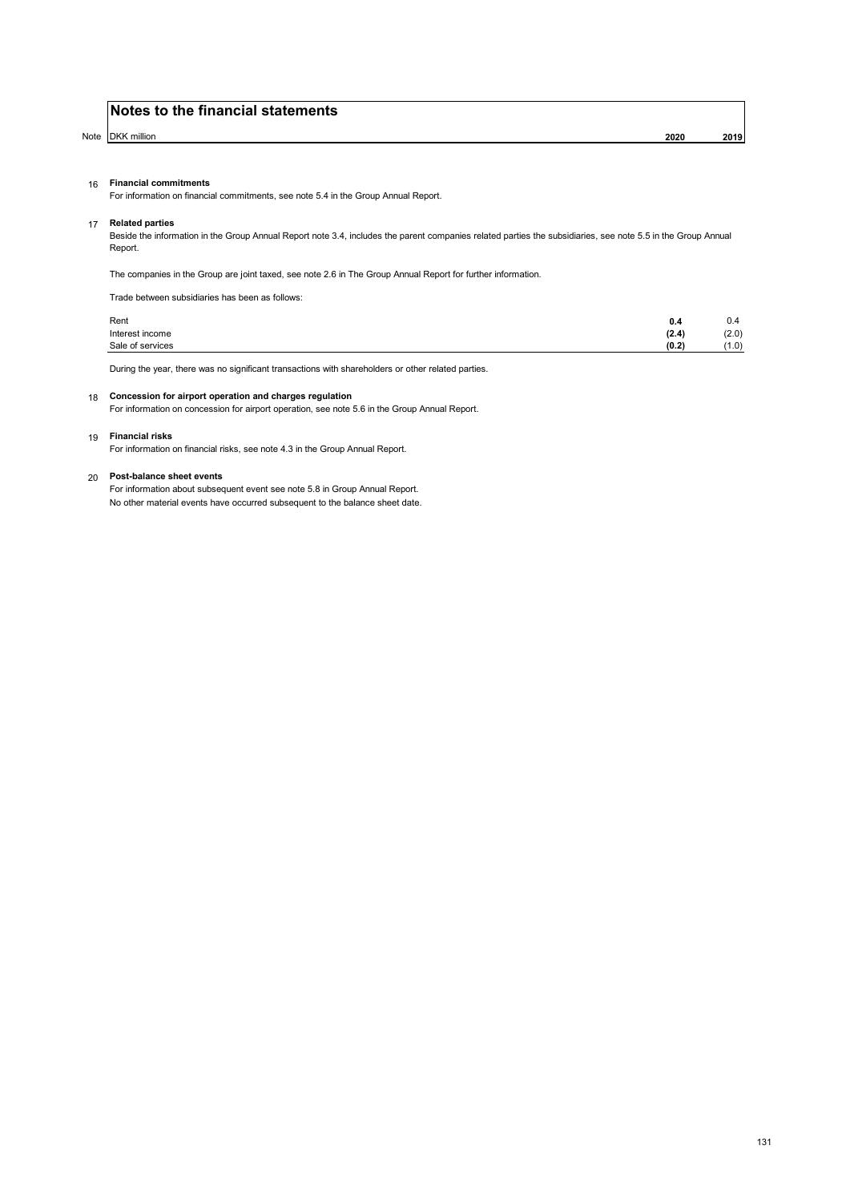# Notes to the financial statements

| Note | DKK million | 2020 | 2019 |
|---|---|---|---|

**16 Financial commitments**

For information on financial commitments, see note 5.4 in the Group Annual Report.

**17 Related parties**

Beside the information in the Group Annual Report note 3.4, includes the parent companies related parties the subsidiaries, see note 5.5 in the Group Annual Report.

The companies in the Group are joint taxed, see note 2.6 in The Group Annual Report for further information.

Trade between subsidiaries has been as follows:

| | 2020 | 2019 |
|---|---|---|
| Rent | **0.4** | 0.4 |
| Interest income | **(2.4)** | (2.0) |
| Sale of services | **(0.2)** | (1.0) |

During the year, there was no significant transactions with shareholders or other related parties.

**18 Concession for airport operation and charges regulation**

For information on concession for airport operation, see note 5.6 in the Group Annual Report.

**19 Financial risks**

For information on financial risks, see note 4.3 in the Group Annual Report.

**20 Post-balance sheet events**

For information about subsequent event see note 5.8 in Group Annual Report.
No other material events have occurred subsequent to the balance sheet date.